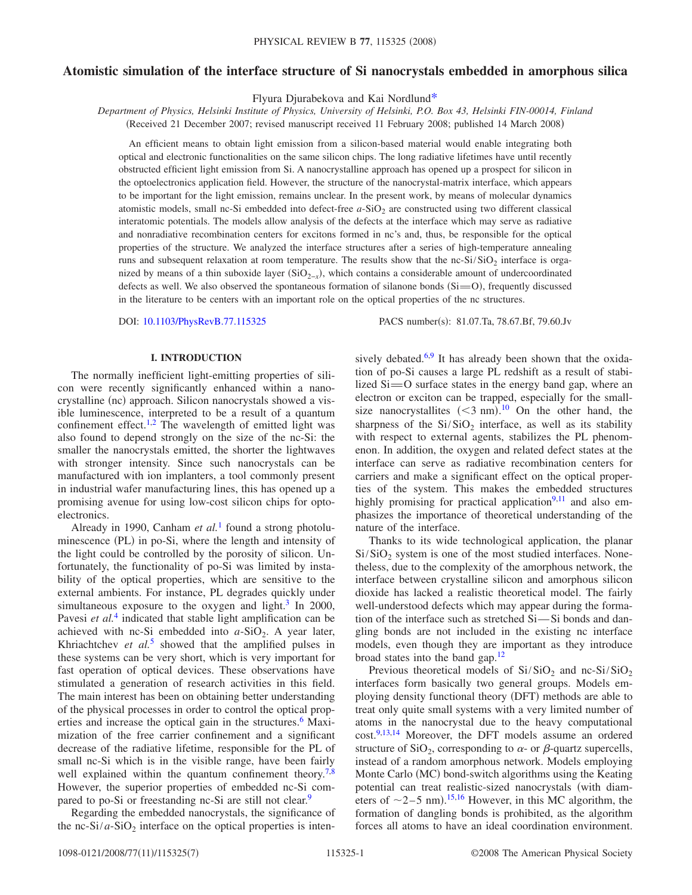# Atomistic simulation of the interface structure of Si nanocrystals embedded in amorphous silica

Flyura Djurabekova and Kai Nordlund*

*Department of Physics, Helsinki Institute of Physics, University of Helsinki, P.O. Box 43, Helsinki FIN-00014, Finland*

(Received 21 December 2007; revised manuscript received 11 February 2008; published 14 March 2008)

An efficient means to obtain light emission from a silicon-based material would enable integrating both optical and electronic functionalities on the same silicon chips. The long radiative lifetimes have until recently obstructed efficient light emission from Si. A nanocrystalline approach has opened up a prospect for silicon in the optoelectronics application field. However, the structure of the nanocrystal-matrix interface, which appears to be important for the light emission, remains unclear. In the present work, by means of molecular dynamics atomistic models, small nc-Si embedded into defect-free $a$-$SiO_2$ are constructed using two different classical interatomic potentials. The models allow analysis of the defects at the interface which may serve as radiative and nonradiative recombination centers for excitons formed in nc's and, thus, be responsible for the optical properties of the structure. We analyzed the interface structures after a series of high-temperature annealing runs and subsequent relaxation at room temperature. The results show that the nc-$Si/SiO_2$ interface is organized by means of a thin suboxide layer ($SiO_{2-x}$), which contains a considerable amount of undercoordinated defects as well. We also observed the spontaneous formation of silanone bonds (Si=O), frequently discussed in the literature to be centers with an important role on the optical properties of the nc structures.

DOI: 10.1103/PhysRevB.77.115325 PACS number(s): 81.07.Ta, 78.67.Bf, 79.60.Jv

## I. INTRODUCTION

The normally inefficient light-emitting properties of silicon were recently significantly enhanced within a nanocrystalline (nc) approach. Silicon nanocrystals showed a visible luminescence, interpreted to be a result of a quantum confinement effect.[1,2] The wavelength of emitted light was also found to depend strongly on the size of the nc-Si: the smaller the nanocrystals emitted, the shorter the lightwaves with stronger intensity. Since such nanocrystals can be manufactured with ion implanters, a tool commonly present in industrial wafer manufacturing lines, this has opened up a promising avenue for using low-cost silicon chips for optoelectronics.

Already in 1990, Canham *et al.*[1] found a strong photoluminescence (PL) in po-Si, where the length and intensity of the light could be controlled by the porosity of silicon. Unfortunately, the functionality of po-Si was limited by instability of the optical properties, which are sensitive to the external ambients. For instance, PL degrades quickly under simultaneous exposure to the oxygen and light.[3] In 2000, Pavesi *et al.*[4] indicated that stable light amplification can be achieved with nc-Si embedded into $a$-$SiO_2$. A year later, Khriachtchev *et al.*[5] showed that the amplified pulses in these systems can be very short, which is very important for fast operation of optical devices. These observations have stimulated a generation of research activities in this field. The main interest has been on obtaining better understanding of the physical processes in order to control the optical properties and increase the optical gain in the structures.[6] Maximization of the free carrier confinement and a significant decrease of the radiative lifetime, responsible for the PL of small nc-Si which is in the visible range, have been fairly well explained within the quantum confinement theory.[7,8] However, the superior properties of embedded nc-Si compared to po-Si or freestanding nc-Si are still not clear.[9]

Regarding the embedded nanocrystals, the significance of the nc-Si/$a$-$SiO_2$ interface on the optical properties is intensively debated.[6,9] It has already been shown that the oxidation of po-Si causes a large PL redshift as a result of stabilized Si=O surface states in the energy band gap, where an electron or exciton can be trapped, especially for the small-size nanocrystallites (<3 nm).[10] On the other hand, the sharpness of the $Si/SiO_2$ interface, as well as its stability with respect to external agents, stabilizes the PL phenomenon. In addition, the oxygen and related defect states at the interface can serve as radiative recombination centers for carriers and make a significant effect on the optical properties of the system. This makes the embedded structures highly promising for practical application[9,11] and also emphasizes the importance of theoretical understanding of the nature of the interface.

Thanks to its wide technological application, the planar $Si/SiO_2$ system is one of the most studied interfaces. Nonetheless, due to the complexity of the amorphous network, the interface between crystalline silicon and amorphous silicon dioxide has lacked a realistic theoretical model. The fairly well-understood defects which may appear during the formation of the interface such as stretched Si—Si bonds and dangling bonds are not included in the existing nc interface models, even though they are important as they introduce broad states into the band gap.[12]

Previous theoretical models of $Si/SiO_2$ and nc-$Si/SiO_2$ interfaces form basically two general groups. Models employing density functional theory (DFT) methods are able to treat only quite small systems with a very limited number of atoms in the nanocrystal due to the heavy computational cost.[9,13,14] Moreover, the DFT models assume an ordered structure of $SiO_2$, corresponding to $\alpha$- or $\beta$-quartz supercells, instead of a random amorphous network. Models employing Monte Carlo (MC) bond-switch algorithms using the Keating potential can treat realistic-sized nanocrystals (with diameters of ~2–5 nm).[15,16] However, in this MC algorithm, the formation of dangling bonds is prohibited, as the algorithm forces all atoms to have an ideal coordination environment.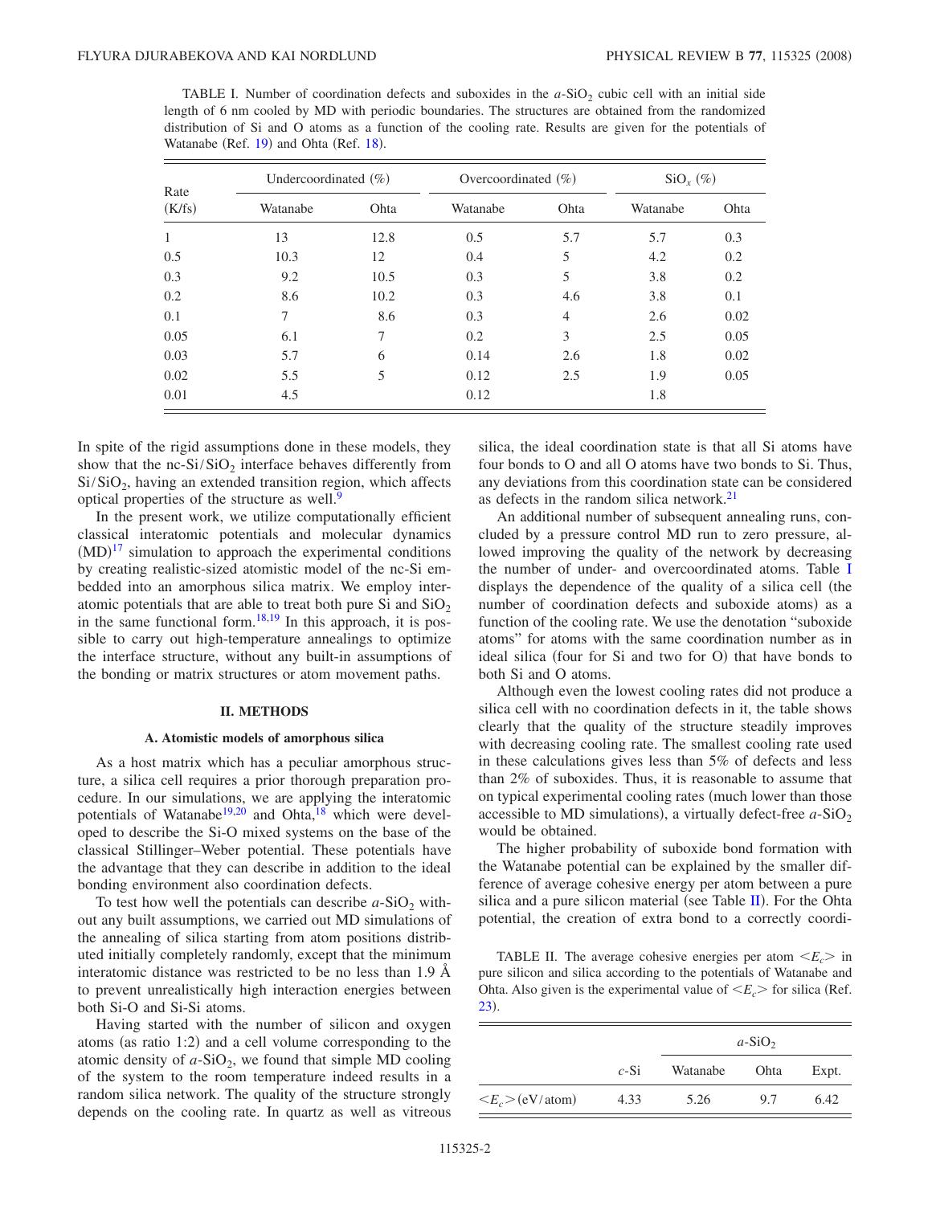TABLE I. Number of coordination defects and suboxides in the $a$-$SiO_2$ cubic cell with an initial side length of 6 nm cooled by MD with periodic boundaries. The structures are obtained from the randomized distribution of Si and O atoms as a function of the cooling rate. Results are given for the potentials of Watanabe (Ref. 19) and Ohta (Ref. 18).

| Rate (K/fs) | Undercoordinated (%) | | Overcoordinated (%) | | $SiO_x$ (%) | |
|---|---|---|---|---|---|---|
| | Watanabe | Ohta | Watanabe | Ohta | Watanabe | Ohta |
| 1 | 13 | 12.8 | 0.5 | 5.7 | 5.7 | 0.3 |
| 0.5 | 10.3 | 12 | 0.4 | 5 | 4.2 | 0.2 |
| 0.3 | 9.2 | 10.5 | 0.3 | 5 | 3.8 | 0.2 |
| 0.2 | 8.6 | 10.2 | 0.3 | 4.6 | 3.8 | 0.1 |
| 0.1 | 7 | 8.6 | 0.3 | 4 | 2.6 | 0.02 |
| 0.05 | 6.1 | 7 | 0.2 | 3 | 2.5 | 0.05 |
| 0.03 | 5.7 | 6 | 0.14 | 2.6 | 1.8 | 0.02 |
| 0.02 | 5.5 | 5 | 0.12 | 2.5 | 1.9 | 0.05 |
| 0.01 | 4.5 | | 0.12 | | 1.8 | |

In spite of the rigid assumptions done in these models, they show that the nc-Si/$SiO_2$ interface behaves differently from Si/$SiO_2$, having an extended transition region, which affects optical properties of the structure as well.[9]

In the present work, we utilize computationally efficient classical interatomic potentials and molecular dynamics (MD)[17] simulation to approach the experimental conditions by creating realistic-sized atomistic model of the nc-Si embedded into an amorphous silica matrix. We employ interatomic potentials that are able to treat both pure Si and $SiO_2$ in the same functional form.[18,19] In this approach, it is possible to carry out high-temperature annealings to optimize the interface structure, without any built-in assumptions of the bonding or matrix structures or atom movement paths.

## II. METHODS

### A. Atomistic models of amorphous silica

As a host matrix which has a peculiar amorphous structure, a silica cell requires a prior thorough preparation procedure. In our simulations, we are applying the interatomic potentials of Watanabe[19,20] and Ohta,[18] which were developed to describe the Si-O mixed systems on the base of the classical Stillinger–Weber potential. These potentials have the advantage that they can describe in addition to the ideal bonding environment also coordination defects.

To test how well the potentials can describe $a$-$SiO_2$ without any built assumptions, we carried out MD simulations of the annealing of silica starting from atom positions distributed initially completely randomly, except that the minimum interatomic distance was restricted to be no less than 1.9 Å to prevent unrealistically high interaction energies between both Si-O and Si-Si atoms.

Having started with the number of silicon and oxygen atoms (as ratio 1:2) and a cell volume corresponding to the atomic density of $a$-$SiO_2$, we found that simple MD cooling of the system to the room temperature indeed results in a random silica network. The quality of the structure strongly depends on the cooling rate. In quartz as well as vitreous silica, the ideal coordination state is that all Si atoms have four bonds to O and all O atoms have two bonds to Si. Thus, any deviations from this coordination state can be considered as defects in the random silica network.[21]

An additional number of subsequent annealing runs, concluded by a pressure control MD run to zero pressure, allowed improving the quality of the network by decreasing the number of under- and overcoordinated atoms. Table I displays the dependence of the quality of a silica cell (the number of coordination defects and suboxide atoms) as a function of the cooling rate. We use the denotation "suboxide atoms" for atoms with the same coordination number as in ideal silica (four for Si and two for O) that have bonds to both Si and O atoms.

Although even the lowest cooling rates did not produce a silica cell with no coordination defects in it, the table shows clearly that the quality of the structure steadily improves with decreasing cooling rate. The smallest cooling rate used in these calculations gives less than 5% of defects and less than 2% of suboxides. Thus, it is reasonable to assume that on typical experimental cooling rates (much lower than those accessible to MD simulations), a virtually defect-free $a$-$SiO_2$ would be obtained.

The higher probability of suboxide bond formation with the Watanabe potential can be explained by the smaller difference of average cohesive energy per atom between a pure silica and a pure silicon material (see Table II). For the Ohta potential, the creation of extra bond to a correctly coordi-

TABLE II. The average cohesive energies per atom $\langle E_c \rangle$ in pure silicon and silica according to the potentials of Watanabe and Ohta. Also given is the experimental value of $\langle E_c \rangle$ for silica (Ref. 23).

| | $c$-Si | $a$-$SiO_2$ | | |
|---|---|---|---|---|
| | | Watanabe | Ohta | Expt. |
| $\langle E_c \rangle$ (eV/atom) | 4.33 | 5.26 | 9.7 | 6.42 |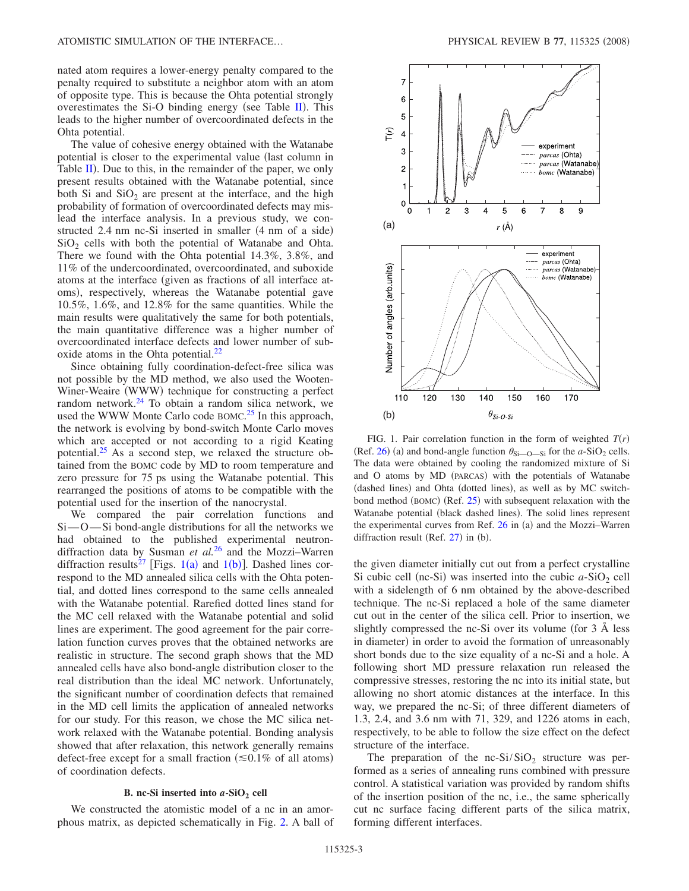nated atom requires a lower-energy penalty compared to the penalty required to substitute a neighbor atom with an atom of opposite type. This is because the Ohta potential strongly overestimates the Si-O binding energy (see Table II). This leads to the higher number of overcoordinated defects in the Ohta potential.

The value of cohesive energy obtained with the Watanabe potential is closer to the experimental value (last column in Table II). Due to this, in the remainder of the paper, we only present results obtained with the Watanabe potential, since both Si and $SiO_2$ are present at the interface, and the high probability of formation of overcoordinated defects may mislead the interface analysis. In a previous study, we constructed 2.4 nm nc-Si inserted in smaller (4 nm of a side) $SiO_2$ cells with both the potential of Watanabe and Ohta. There we found with the Ohta potential 14.3%, 3.8%, and 11% of the undercoordinated, overcoordinated, and suboxide atoms at the interface (given as fractions of all interface atoms), respectively, whereas the Watanabe potential gave 10.5%, 1.6%, and 12.8% for the same quantities. While the main results were qualitatively the same for both potentials, the main quantitative difference was a higher number of overcoordinated interface defects and lower number of suboxide atoms in the Ohta potential.[22]

Since obtaining fully coordination-defect-free silica was not possible by the MD method, we also used the Wooten-Winer-Weaire (WWW) technique for constructing a perfect random network.[24] To obtain a random silica network, we used the WWW Monte Carlo code BOMC.[25] In this approach, the network is evolving by bond-switch Monte Carlo moves which are accepted or not according to a rigid Keating potential.[25] As a second step, we relaxed the structure obtained from the BOMC code by MD to room temperature and zero pressure for 75 ps using the Watanabe potential. This rearranged the positions of atoms to be compatible with the potential used for the insertion of the nanocrystal.

We compared the pair correlation functions and Si—O—Si bond-angle distributions for all the networks we had obtained to the published experimental neutron-diffraction data by Susman *et al.*[26] and the Mozzi–Warren diffraction results[27] [Figs. 1(a) and 1(b)]. Dashed lines correspond to the MD annealed silica cells with the Ohta potential, and dotted lines correspond to the same cells annealed with the Watanabe potential. Rarefied dotted lines stand for the MC cell relaxed with the Watanabe potential and solid lines are experiment. The good agreement for the pair correlation function curves proves that the obtained networks are realistic in structure. The second graph shows that the MD annealed cells have also bond-angle distribution closer to the real distribution than the ideal MC network. Unfortunately, the significant number of coordination defects that remained in the MD cell limits the application of annealed networks for our study. For this reason, we chose the MC silica network relaxed with the Watanabe potential. Bonding analysis showed that after relaxation, this network generally remains defect-free except for a small fraction ($\lesssim 0.1\%$ of all atoms) of coordination defects.

### B. nc-Si inserted into *a*-$SiO_2$ cell

We constructed the atomistic model of a nc in an amorphous matrix, as depicted schematically in Fig. 2. A ball of the given diameter initially cut out from a perfect crystalline Si cubic cell (nc-Si) was inserted into the cubic *a*-$SiO_2$ cell with a sidelength of 6 nm obtained by the above-described technique. The nc-Si replaced a hole of the same diameter cut out in the center of the silica cell. Prior to insertion, we slightly compressed the nc-Si over its volume (for 3 Å less in diameter) in order to avoid the formation of unreasonably short bonds due to the size equality of a nc-Si and a hole. A following short MD pressure relaxation run released the compressive stresses, restoring the nc into its initial state, but allowing no short atomic distances at the interface. In this way, we prepared the nc-Si; of three different diameters of 1.3, 2.4, and 3.6 nm with 71, 329, and 1226 atoms in each, respectively, to be able to follow the size effect on the defect structure of the interface.

The preparation of the nc-Si/$SiO_2$ structure was performed as a series of annealing runs combined with pressure control. A statistical variation was provided by random shifts of the insertion position of the nc, i.e., the same spherically cut nc surface facing different parts of the silica matrix, forming different interfaces.

FIG. 1. Pair correlation function in the form of weighted $T(r)$ (Ref. 26) (a) and bond-angle function $\theta_{Si-O-Si}$ for the *a*-$SiO_2$ cells. The data were obtained by cooling the randomized mixture of Si and O atoms by MD (PARCAS) with the potentials of Watanabe (dashed lines) and Ohta (dotted lines), as well as by MC switch-bond method (BOMC) (Ref. 25) with subsequent relaxation with the Watanabe potential (black dashed lines). The solid lines represent the experimental curves from Ref. 26 in (a) and the Mozzi–Warren diffraction result (Ref. 27) in (b).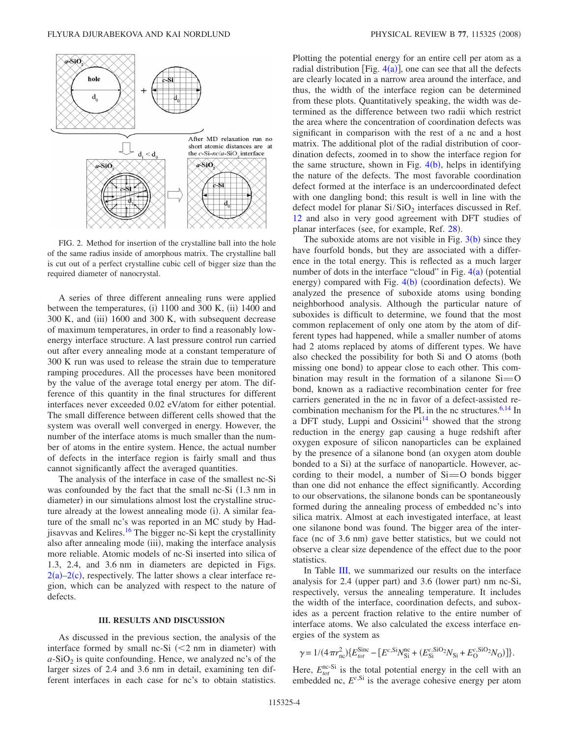FIG. 2. Method for insertion of the crystalline ball into the hole of the same radius inside of amorphous matrix. The crystalline ball is cut out of a perfect crystalline cubic cell of bigger size than the required diameter of nanocrystal.

A series of three different annealing runs were applied between the temperatures, (i) 1100 and 300 K, (ii) 1400 and 300 K, and (iii) 1600 and 300 K, with subsequent decrease of maximum temperatures, in order to find a reasonably low-energy interface structure. A last pressure control run carried out after every annealing mode at a constant temperature of 300 K run was used to release the strain due to temperature ramping procedures. All the processes have been monitored by the value of the average total energy per atom. The difference of this quantity in the final structures for different interfaces never exceeded 0.02 eV/atom for either potential. The small difference between different cells showed that the system was overall well converged in energy. However, the number of the interface atoms is much smaller than the number of atoms in the entire system. Hence, the actual number of defects in the interface region is fairly small and thus cannot significantly affect the averaged quantities.

The analysis of the interface in case of the smallest nc-Si was confounded by the fact that the small nc-Si (1.3 nm in diameter) in our simulations almost lost the crystalline structure already at the lowest annealing mode (i). A similar feature of the small nc's was reported in an MC study by Hadjisavvas and Kelires.[16] The bigger nc-Si kept the crystallinity also after annealing mode (iii), making the interface analysis more reliable. Atomic models of nc-Si inserted into silica of 1.3, 2.4, and 3.6 nm in diameters are depicted in Figs. 2(a)–2(c), respectively. The latter shows a clear interface region, which can be analyzed with respect to the nature of defects.

## III. RESULTS AND DISCUSSION

As discussed in the previous section, the analysis of the interface formed by small nc-Si (<2 nm in diameter) with $a$-$SiO_2$ is quite confounding. Hence, we analyzed nc's of the larger sizes of 2.4 and 3.6 nm in detail, examining ten different interfaces in each case for nc's to obtain statistics. Plotting the potential energy for an entire cell per atom as a radial distribution [Fig. 4(a)], one can see that all the defects are clearly located in a narrow area around the interface, and thus, the width of the interface region can be determined from these plots. Quantitatively speaking, the width was determined as the difference between two radii which restrict the area where the concentration of coordination defects was significant in comparison with the rest of a nc and a host matrix. The additional plot of the radial distribution of coordination defects, zoomed in to show the interface region for the same structure, shown in Fig. 4(b), helps in identifying the nature of the defects. The most favorable coordination defect formed at the interface is an undercoordinated defect with one dangling bond; this result is well in line with the defect model for planar $Si/SiO_2$ interfaces discussed in Ref. 12 and also in very good agreement with DFT studies of planar interfaces (see, for example, Ref. 28).

The suboxide atoms are not visible in Fig. 3(b) since they have fourfold bonds, but they are associated with a difference in the total energy. This is reflected as a much larger number of dots in the interface "cloud" in Fig. 4(a) (potential energy) compared with Fig. 4(b) (coordination defects). We analyzed the presence of suboxide atoms using bonding neighborhood analysis. Although the particular nature of suboxides is difficult to determine, we found that the most common replacement of only one atom by the atom of different types had happened, while a smaller number of atoms had 2 atoms replaced by atoms of different types. We have also checked the possibility for both Si and O atoms (both missing one bond) to appear close to each other. This combination may result in the formation of a silanone Si═O bond, known as a radiactive recombination center for free carriers generated in the nc in favor of a defect-assisted recombination mechanism for the PL in the nc structures.[6,14] In a DFT study, Luppi and Ossicini[14] showed that the strong reduction in the energy gap causing a huge redshift after oxygen exposure of silicon nanoparticles can be explained by the presence of a silanone bond (an oxygen atom double bonded to a Si) at the surface of nanoparticle. However, according to their model, a number of Si═O bonds bigger than one did not enhance the effect significantly. According to our observations, the silanone bonds can be spontaneously formed during the annealing process of embedded nc's into silica matrix. Almost at each investigated interface, at least one silanone bond was found. The bigger area of the interface (nc of 3.6 nm) gave better statistics, but we could not observe a clear size dependence of the effect due to the poor statistics.

In Table III, we summarized our results on the interface analysis for 2.4 (upper part) and 3.6 (lower part) nm nc-Si, respectively, versus the annealing temperature. It includes the width of the interface, coordination defects, and suboxides as a percent fraction relative to the entire number of interface atoms. We also calculated the excess interface energies of the system as

$$\gamma = 1/(4\pi r_{\mathrm{nc}}^2)\{E_{tot}^{\mathrm{Sinc}} - [E^{c,\mathrm{Si}}N_{\mathrm{Si}}^{\mathrm{nc}} + (E_{\mathrm{Si}}^{c,\mathrm{SiO_2}}N_{\mathrm{Si}} + E_{\mathrm{O}}^{c,\mathrm{SiO_2}}N_{\mathrm{O}})]\}.$$

Here, $E_{tot}^{\mathrm{nc\text{-}Si}}$ is the total potential energy in the cell with an embedded nc, $E^{c,\mathrm{Si}}$ is the average cohesive energy per atom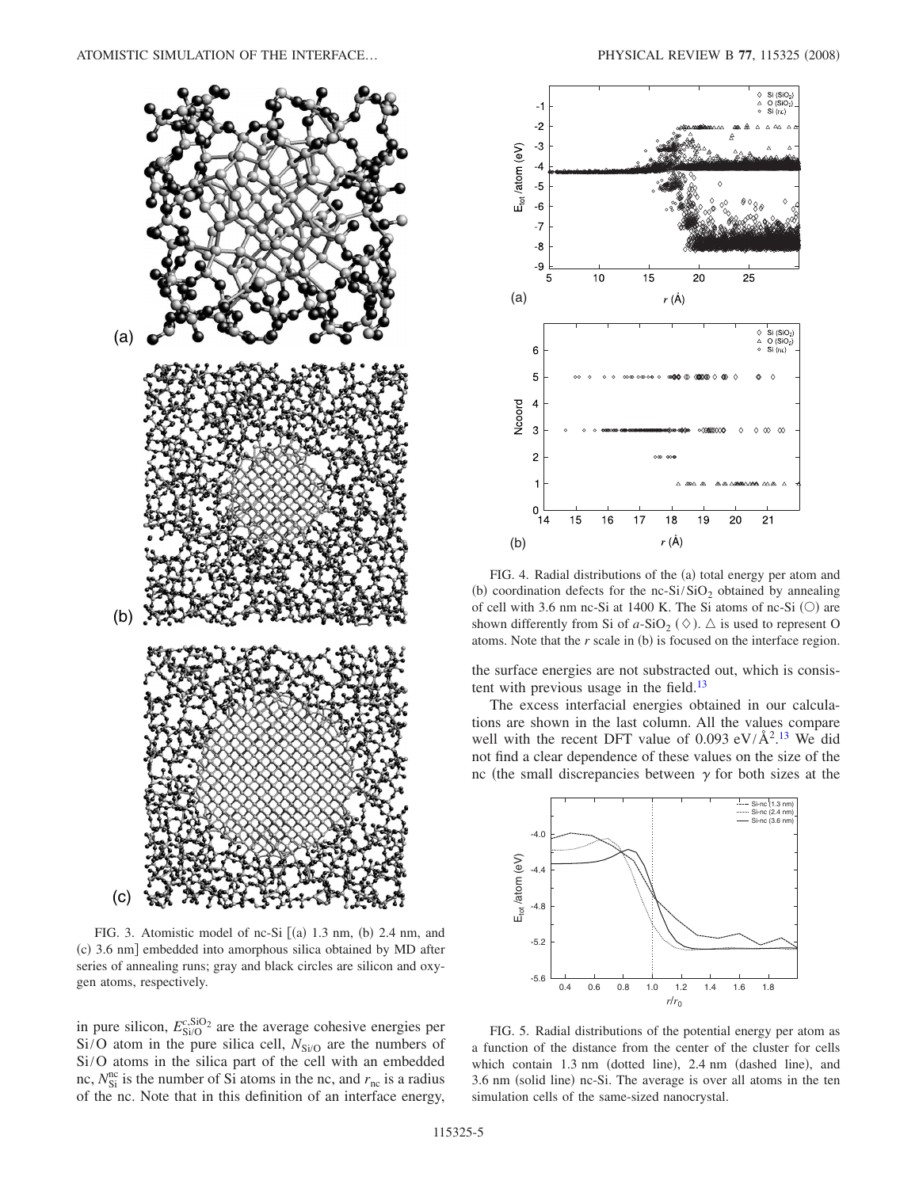FIG. 3. Atomistic model of nc-Si [(a) 1.3 nm, (b) 2.4 nm, and (c) 3.6 nm] embedded into amorphous silica obtained by MD after series of annealing runs; gray and black circles are silicon and oxygen atoms, respectively.

in pure silicon, $E^{c,SiO_2}_{Si/O}$ are the average cohesive energies per Si/O atom in the pure silica cell, $N_{Si/O}$ are the numbers of Si/O atoms in the silica part of the cell with an embedded nc, $N^{nc}_{Si}$ is the number of Si atoms in the nc, and $r_{nc}$ is a radius of the nc. Note that in this definition of an interface energy, the surface energies are not substracted out, which is consistent with previous usage in the field.[13]

FIG. 4. Radial distributions of the (a) total energy per atom and (b) coordination defects for the nc-Si/$SiO_2$ obtained by annealing of cell with 3.6 nm nc-Si at 1400 K. The Si atoms of nc-Si (○) are shown differently from Si of $a$-$SiO_2$ (◇). △ is used to represent O atoms. Note that the $r$ scale in (b) is focused on the interface region.

The excess interfacial energies obtained in our calculations are shown in the last column. All the values compare well with the recent DFT value of 0.093 eV/Å$^2$.[13] We did not find a clear dependence of these values on the size of the nc (the small discrepancies between $\gamma$ for both sizes at the

FIG. 5. Radial distributions of the potential energy per atom as a function of the distance from the center of the cluster for cells which contain 1.3 nm (dotted line), 2.4 nm (dashed line), and 3.6 nm (solid line) nc-Si. The average is over all atoms in the ten simulation cells of the same-sized nanocrystal.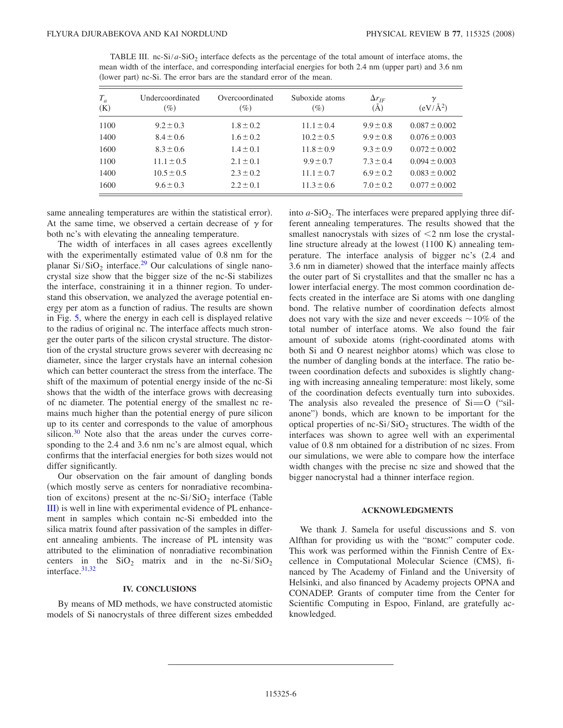TABLE III. nc-Si/$a$-$SiO_2$ interface defects as the percentage of the total amount of interface atoms, the mean width of the interface, and corresponding interfacial energies for both 2.4 nm (upper part) and 3.6 nm (lower part) nc-Si. The error bars are the standard error of the mean.

| $T_a$ (K) | Undercoordinated (%) | Overcoordinated (%) | Suboxide atoms (%) | $\Delta r_{IF}$ (Å) | $\gamma$ (eV/Å$^2$) |
|---|---|---|---|---|---|
| 1100 | $9.2 \pm 0.3$ | $1.8 \pm 0.2$ | $11.1 \pm 0.4$ | $9.9 \pm 0.8$ | $0.087 \pm 0.002$ |
| 1400 | $8.4 \pm 0.6$ | $1.6 \pm 0.2$ | $10.2 \pm 0.5$ | $9.9 \pm 0.8$ | $0.076 \pm 0.003$ |
| 1600 | $8.3 \pm 0.6$ | $1.4 \pm 0.1$ | $11.8 \pm 0.9$ | $9.3 \pm 0.9$ | $0.072 \pm 0.002$ |
| 1100 | $11.1 \pm 0.5$ | $2.1 \pm 0.1$ | $9.9 \pm 0.7$ | $7.3 \pm 0.4$ | $0.094 \pm 0.003$ |
| 1400 | $10.5 \pm 0.5$ | $2.3 \pm 0.2$ | $11.1 \pm 0.7$ | $6.9 \pm 0.2$ | $0.083 \pm 0.002$ |
| 1600 | $9.6 \pm 0.3$ | $2.2 \pm 0.1$ | $11.3 \pm 0.6$ | $7.0 \pm 0.2$ | $0.077 \pm 0.002$ |

same annealing temperatures are within the statistical error). At the same time, we observed a certain decrease of $\gamma$ for both nc's with elevating the annealing temperature.

The width of interfaces in all cases agrees excellently with the experimentally estimated value of 0.8 nm for the planar $Si/SiO_2$ interface.[29] Our calculations of single nanocrystal size show that the bigger size of the nc-Si stabilizes the interface, constraining it in a thinner region. To understand this observation, we analyzed the average potential energy per atom as a function of radius. The results are shown in Fig. 5, where the energy in each cell is displayed relative to the radius of original nc. The interface affects much stronger the outer parts of the silicon crystal structure. The distortion of the crystal structure grows severer with decreasing nc diameter, since the larger crystals have an internal cohesion which can better counteract the stress from the interface. The shift of the maximum of potential energy inside of the nc-Si shows that the width of the interface grows with decreasing of nc diameter. The potential energy of the smallest nc remains much higher than the potential energy of pure silicon up to its center and corresponds to the value of amorphous silicon.[30] Note also that the areas under the curves corresponding to the 2.4 and 3.6 nm nc's are almost equal, which confirms that the interfacial energies for both sizes would not differ significantly.

Our observation on the fair amount of dangling bonds (which mostly serve as centers for nonradiative recombination of excitons) present at the nc-$Si/SiO_2$ interface (Table III) is well in line with experimental evidence of PL enhancement in samples which contain nc-Si embedded into the silica matrix found after passivation of the samples in different annealing ambients. The increase of PL intensity was attributed to the elimination of nonradiative recombination centers in the $SiO_2$ matrix and in the nc-$Si/SiO_2$ interface.[31,32]

## IV. CONCLUSIONS

By means of MD methods, we have constructed atomistic models of Si nanocrystals of three different sizes embedded into $a$-$SiO_2$. The interfaces were prepared applying three different annealing temperatures. The results showed that the smallest nanocrystals with sizes of <2 nm lose the crystalline structure already at the lowest (1100 K) annealing temperature. The interface analysis of bigger nc's (2.4 and 3.6 nm in diameter) showed that the interface mainly affects the outer part of Si crystallites and that the smaller nc has a lower interfacial energy. The most common coordination defects created in the interface are Si atoms with one dangling bond. The relative number of coordination defects almost does not vary with the size and never exceeds ~10% of the total number of interface atoms. We also found the fair amount of suboxide atoms (right-coordinated atoms with both Si and O nearest neighbor atoms) which was close to the number of dangling bonds at the interface. The ratio between coordination defects and suboxides is slightly changing with increasing annealing temperature: most likely, some of the coordination defects eventually turn into suboxides. The analysis also revealed the presence of Si=O ("silanone") bonds, which are known to be important for the optical properties of nc-$Si/SiO_2$ structures. The width of the interfaces was shown to agree well with an experimental value of 0.8 nm obtained for a distribution of nc sizes. From our simulations, we were able to compare how the interface width changes with the precise nc size and showed that the bigger nanocrystal had a thinner interface region.

## ACKNOWLEDGMENTS

We thank J. Samela for useful discussions and S. von Alfthan for providing us with the "BOMC" computer code. This work was performed within the Finnish Centre of Excellence in Computational Molecular Science (CMS), financed by The Academy of Finland and the University of Helsinki, and also financed by Academy projects OPNA and CONADEP. Grants of computer time from the Center for Scientific Computing in Espoo, Finland, are gratefully acknowledged.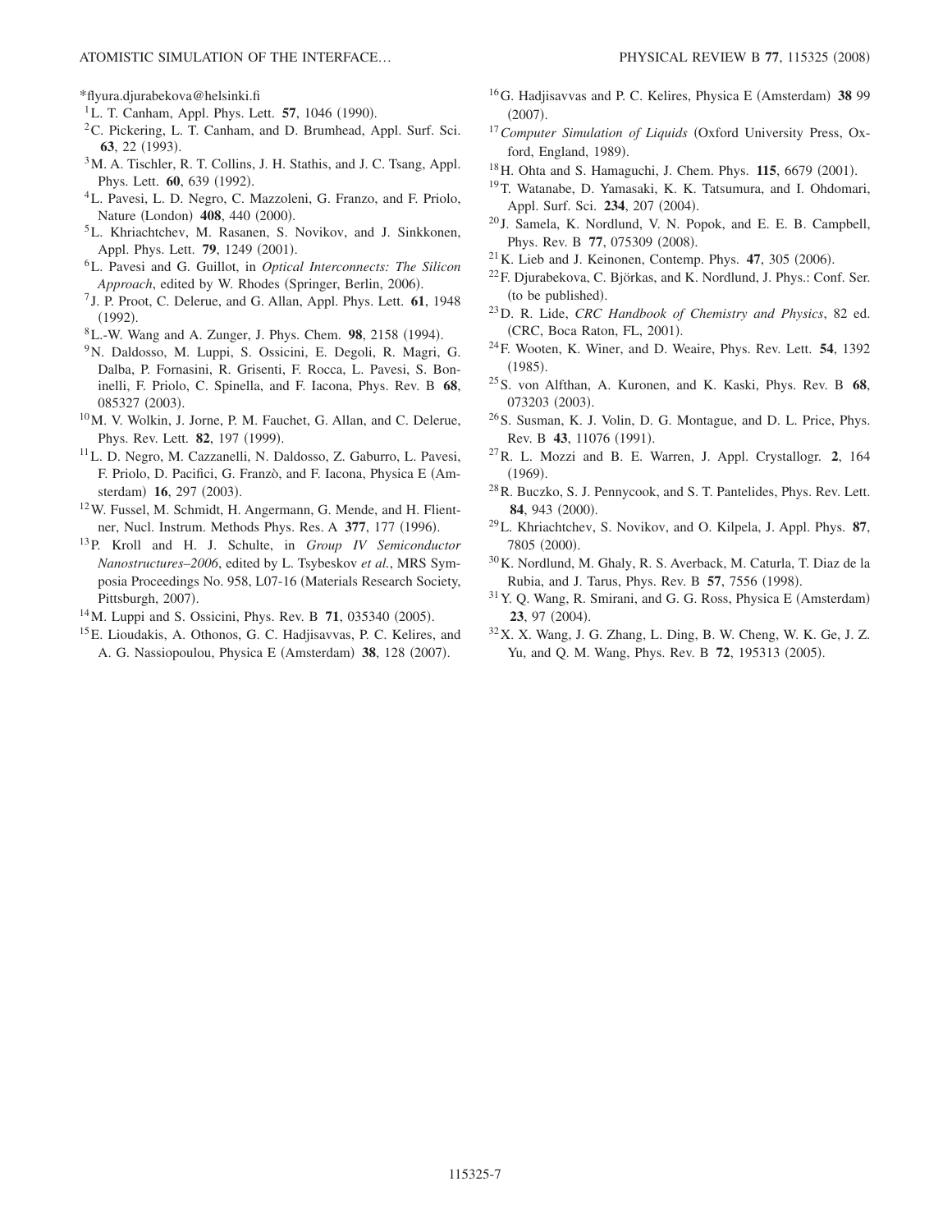*flyura.djurabekova@helsinki.fi

[1] L. T. Canham, Appl. Phys. Lett. **57**, 1046 (1990).

[2] C. Pickering, L. T. Canham, and D. Brumhead, Appl. Surf. Sci. **63**, 22 (1993).

[3] M. A. Tischler, R. T. Collins, J. H. Stathis, and J. C. Tsang, Appl. Phys. Lett. **60**, 639 (1992).

[4] L. Pavesi, L. D. Negro, C. Mazzoleni, G. Franzo, and F. Priolo, Nature (London) **408**, 440 (2000).

[5] L. Khriachtchev, M. Rasanen, S. Novikov, and J. Sinkkonen, Appl. Phys. Lett. **79**, 1249 (2001).

[6] L. Pavesi and G. Guillot, in *Optical Interconnects: The Silicon Approach*, edited by W. Rhodes (Springer, Berlin, 2006).

[7] J. P. Proot, C. Delerue, and G. Allan, Appl. Phys. Lett. **61**, 1948 (1992).

[8] L.-W. Wang and A. Zunger, J. Phys. Chem. **98**, 2158 (1994).

[9] N. Daldosso, M. Luppi, S. Ossicini, E. Degoli, R. Magri, G. Dalba, P. Fornasini, R. Grisenti, F. Rocca, L. Pavesi, S. Boninelli, F. Priolo, C. Spinella, and F. Iacona, Phys. Rev. B **68**, 085327 (2003).

[10] M. V. Wolkin, J. Jorne, P. M. Fauchet, G. Allan, and C. Delerue, Phys. Rev. Lett. **82**, 197 (1999).

[11] L. D. Negro, M. Cazzanelli, N. Daldosso, Z. Gaburro, L. Pavesi, F. Priolo, D. Pacifici, G. Franzò, and F. Iacona, Physica E (Amsterdam) **16**, 297 (2003).

[12] W. Fussel, M. Schmidt, H. Angermann, G. Mende, and H. Flientner, Nucl. Instrum. Methods Phys. Res. A **377**, 177 (1996).

[13] P. Kroll and H. J. Schulte, in *Group IV Semiconductor Nanostructures–2006*, edited by L. Tsybeskov *et al.*, MRS Symposia Proceedings No. 958, L07-16 (Materials Research Society, Pittsburgh, 2007).

[14] M. Luppi and S. Ossicini, Phys. Rev. B **71**, 035340 (2005).

[15] E. Lioudakis, A. Othonos, G. C. Hadjisavvas, P. C. Kelires, and A. G. Nassiopoulou, Physica E (Amsterdam) **38**, 128 (2007).

[16] G. Hadjisavvas and P. C. Kelires, Physica E (Amsterdam) **38** 99 (2007).

[17] *Computer Simulation of Liquids* (Oxford University Press, Oxford, England, 1989).

[18] H. Ohta and S. Hamaguchi, J. Chem. Phys. **115**, 6679 (2001).

[19] T. Watanabe, D. Yamasaki, K. K. Tatsumura, and I. Ohdomari, Appl. Surf. Sci. **234**, 207 (2004).

[20] J. Samela, K. Nordlund, V. N. Popok, and E. E. B. Campbell, Phys. Rev. B **77**, 075309 (2008).

[21] K. Lieb and J. Keinonen, Contemp. Phys. **47**, 305 (2006).

[22] F. Djurabekova, C. Björkas, and K. Nordlund, J. Phys.: Conf. Ser. (to be published).

[23] D. R. Lide, *CRC Handbook of Chemistry and Physics*, 82 ed. (CRC, Boca Raton, FL, 2001).

[24] F. Wooten, K. Winer, and D. Weaire, Phys. Rev. Lett. **54**, 1392 (1985).

[25] S. von Alfthan, A. Kuronen, and K. Kaski, Phys. Rev. B **68**, 073203 (2003).

[26] S. Susman, K. J. Volin, D. G. Montague, and D. L. Price, Phys. Rev. B **43**, 11076 (1991).

[27] R. L. Mozzi and B. E. Warren, J. Appl. Crystallogr. **2**, 164 (1969).

[28] R. Buczko, S. J. Pennycook, and S. T. Pantelides, Phys. Rev. Lett. **84**, 943 (2000).

[29] L. Khriachtchev, S. Novikov, and O. Kilpela, J. Appl. Phys. **87**, 7805 (2000).

[30] K. Nordlund, M. Ghaly, R. S. Averback, M. Caturla, T. Diaz de la Rubia, and J. Tarus, Phys. Rev. B **57**, 7556 (1998).

[31] Y. Q. Wang, R. Smirani, and G. G. Ross, Physica E (Amsterdam) **23**, 97 (2004).

[32] X. X. Wang, J. G. Zhang, L. Ding, B. W. Cheng, W. K. Ge, J. Z. Yu, and Q. M. Wang, Phys. Rev. B **72**, 195313 (2005).